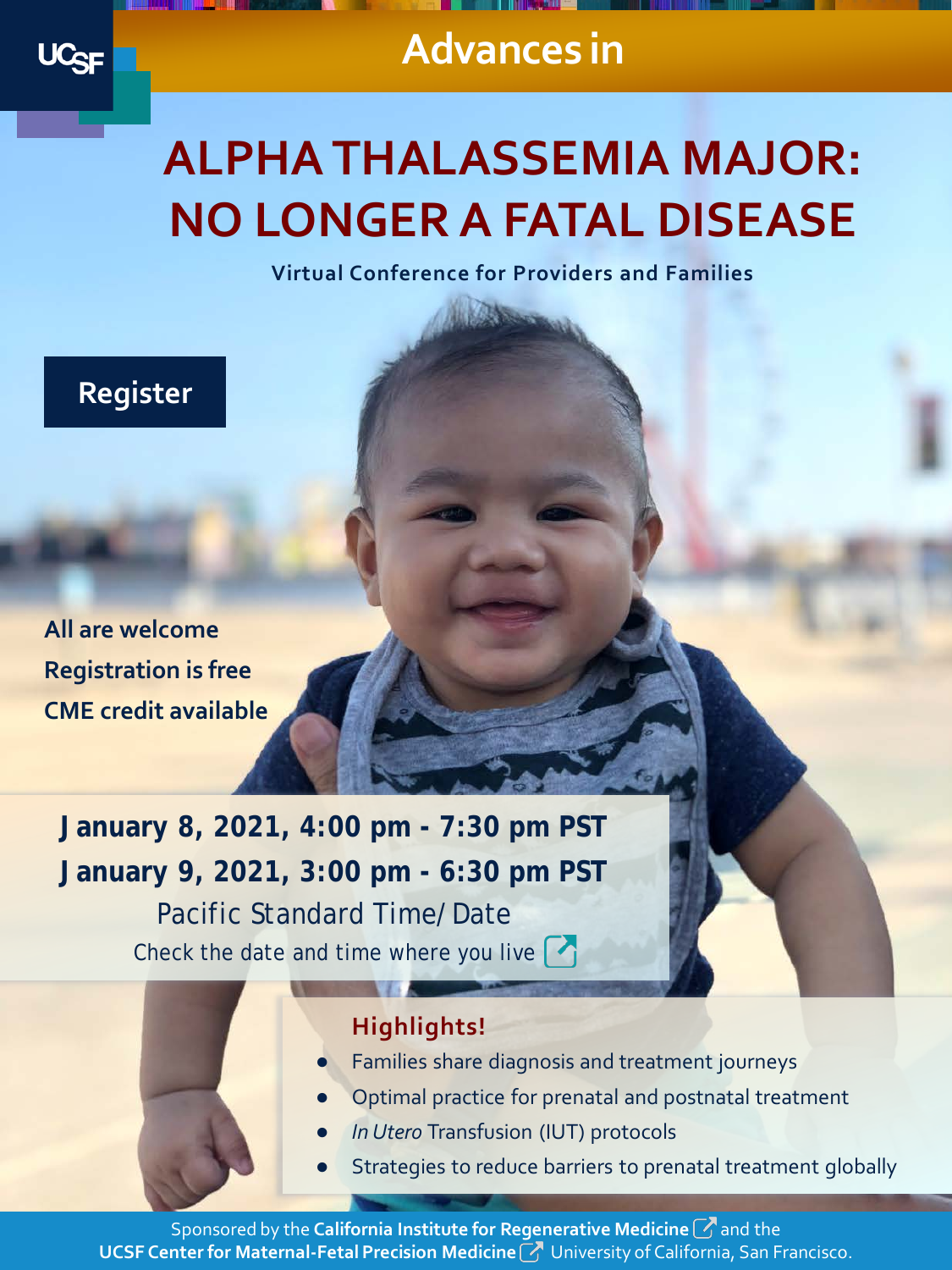UCSF

# Advances in

# ALPHA THALASSEMIA MAJOR: NO LONGER A FATAL DISEASE

Virtual Conference for Providers and Families

Register

All are welcome

Registration is free

CME credit available

**January 8, 2021, 4:00 pm - 7:30 pm PST**

**January 9, 2021, 3:00 pm - 6:30 pm PST**

Pacific Standard Time/Date

Check the date and time where you live

## Highlights!

- Families share diagnosis and treatment journeys
- Optimal practice for prenatal and postnatal treatment
- *In Utero* Transfusion (IUT) protocols
- Strategies to reduce barriers to prenatal treatment globally

Sponsored by the **California Institute for Regenerative Medicine** and the **UCSF Center for Maternal-Fetal Precision Medicine** University of California, San Francisco.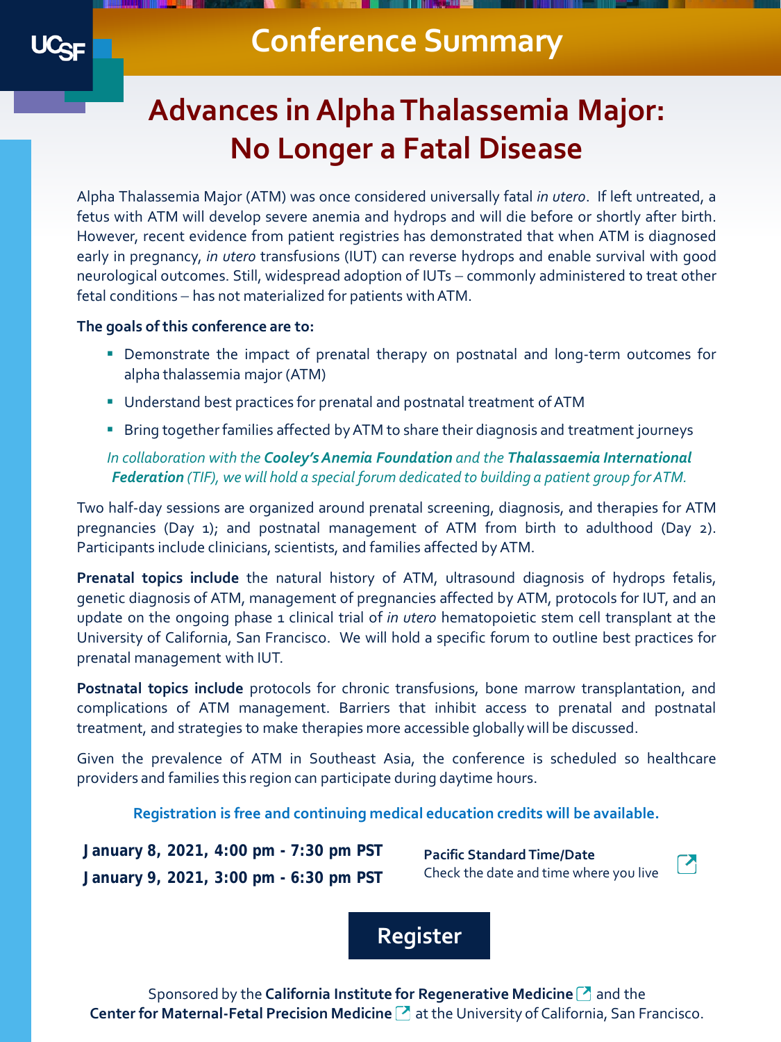UCSF

# Conference Summary

## Advances in Alpha Thalassemia Major: No Longer a Fatal Disease

Alpha Thalassemia Major (ATM) was once considered universally fatal *in utero*. If left untreated, a fetus with ATM will develop severe anemia and hydrops and will die before or shortly after birth. However, recent evidence from patient registries has demonstrated that when ATM is diagnosed early in pregnancy, *in utero* transfusions (IUT) can reverse hydrops and enable survival with good neurological outcomes. Still, widespread adoption of IUTs – commonly administered to treat other fetal conditions – has not materialized for patients with ATM.

**The goals of this conference are to:**

- Demonstrate the impact of prenatal therapy on postnatal and long-term outcomes for alpha thalassemia major (ATM)
- Understand best practices for prenatal and postnatal treatment of ATM
- Bring together families affected by ATM to share their diagnosis and treatment journeys

*In collaboration with the* ***Cooley's Anemia Foundation*** *and the* ***Thalassaemia International Federation*** *(TIF), we will hold a special forum dedicated to building a patient group for ATM.*

Two half-day sessions are organized around prenatal screening, diagnosis, and therapies for ATM pregnancies (Day 1); and postnatal management of ATM from birth to adulthood (Day 2). Participants include clinicians, scientists, and families affected by ATM.

**Prenatal topics include** the natural history of ATM, ultrasound diagnosis of hydrops fetalis, genetic diagnosis of ATM, management of pregnancies affected by ATM, protocols for IUT, and an update on the ongoing phase 1 clinical trial of *in utero* hematopoietic stem cell transplant at the University of California, San Francisco. We will hold a specific forum to outline best practices for prenatal management with IUT.

**Postnatal topics include** protocols for chronic transfusions, bone marrow transplantation, and complications of ATM management. Barriers that inhibit access to prenatal and postnatal treatment, and strategies to make therapies more accessible globally will be discussed.

Given the prevalence of ATM in Southeast Asia, the conference is scheduled so healthcare providers and families this region can participate during daytime hours.

**Registration is free and continuing medical education credits will be available.**

**January 8, 2021, 4:00 pm - 7:30 pm PST**
**January 9, 2021, 3:00 pm - 6:30 pm PST**

**Pacific Standard Time/Date**
Check the date and time where you live

**Register**

Sponsored by the **California Institute for Regenerative Medicine** and the **Center for Maternal-Fetal Precision Medicine** at the University of California, San Francisco.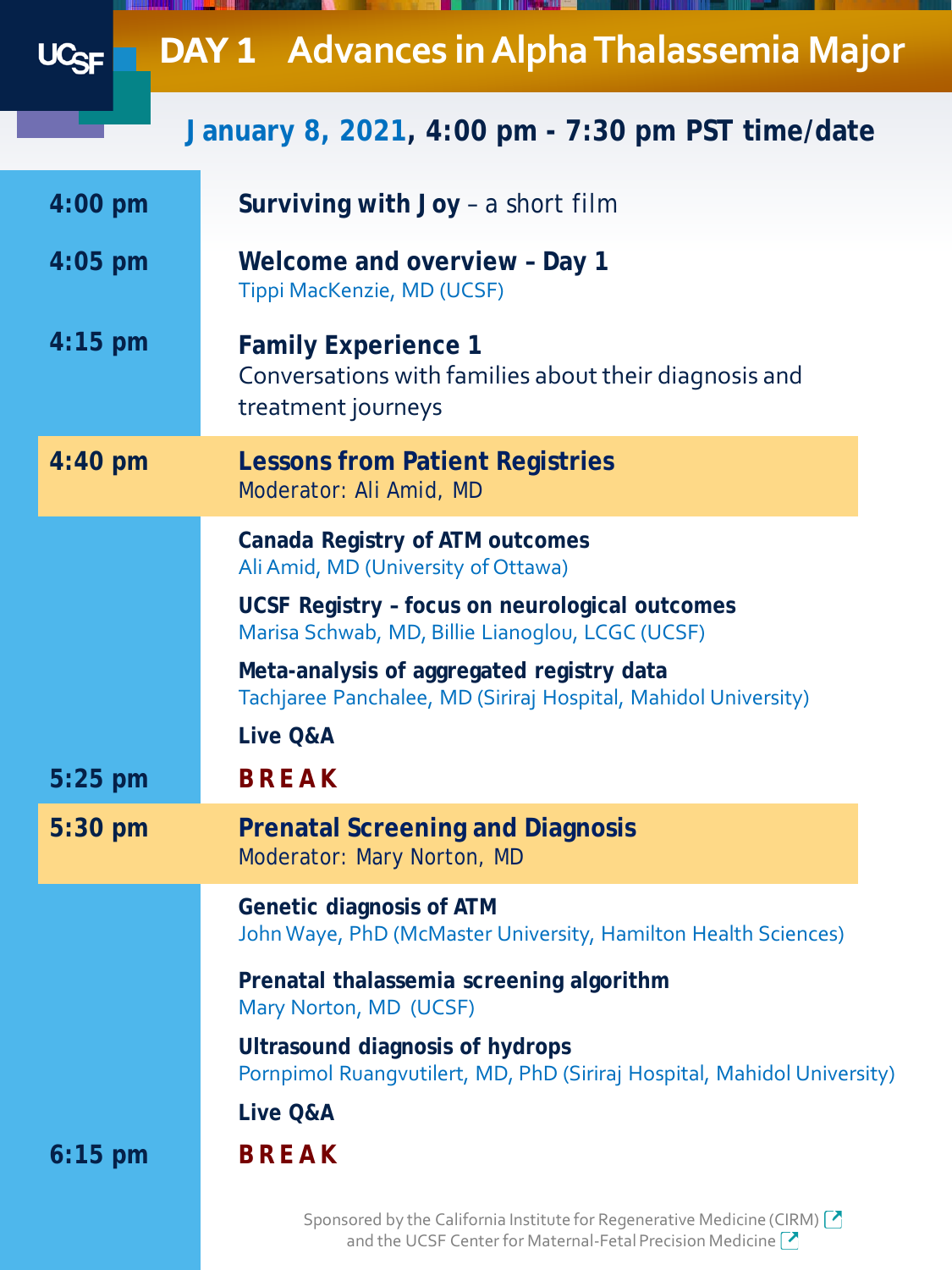# DAY 1 Advances in Alpha Thalassemia Major

## January 8, 2021, 4:00 pm - 7:30 pm PST time/date

**4:00 pm** — **Surviving with Joy** – a short film

**4:05 pm** — **Welcome and overview – Day 1**
Tippi MacKenzie, MD (UCSF)

**4:15 pm** — **Family Experience 1**
Conversations with families about their diagnosis and treatment journeys

### 4:40 pm — Lessons from Patient Registries
Moderator: Ali Amid, MD

**Canada Registry of ATM outcomes**
Ali Amid, MD (University of Ottawa)

**UCSF Registry – focus on neurological outcomes**
Marisa Schwab, MD, Billie Lianoglou, LCGC (UCSF)

**Meta-analysis of aggregated registry data**
Tachjaree Panchalee, MD (Siriraj Hospital, Mahidol University)

**Live Q&A**

**5:25 pm** — **BREAK**

### 5:30 pm — Prenatal Screening and Diagnosis
Moderator: Mary Norton, MD

**Genetic diagnosis of ATM**
John Waye, PhD (McMaster University, Hamilton Health Sciences)

**Prenatal thalassemia screening algorithm**
Mary Norton, MD (UCSF)

**Ultrasound diagnosis of hydrops**
Pornpimol Ruangvutilert, MD, PhD (Siriraj Hospital, Mahidol University)

**Live Q&A**

**6:15 pm** — **BREAK**

Sponsored by the California Institute for Regenerative Medicine (CIRM) and the UCSF Center for Maternal-Fetal Precision Medicine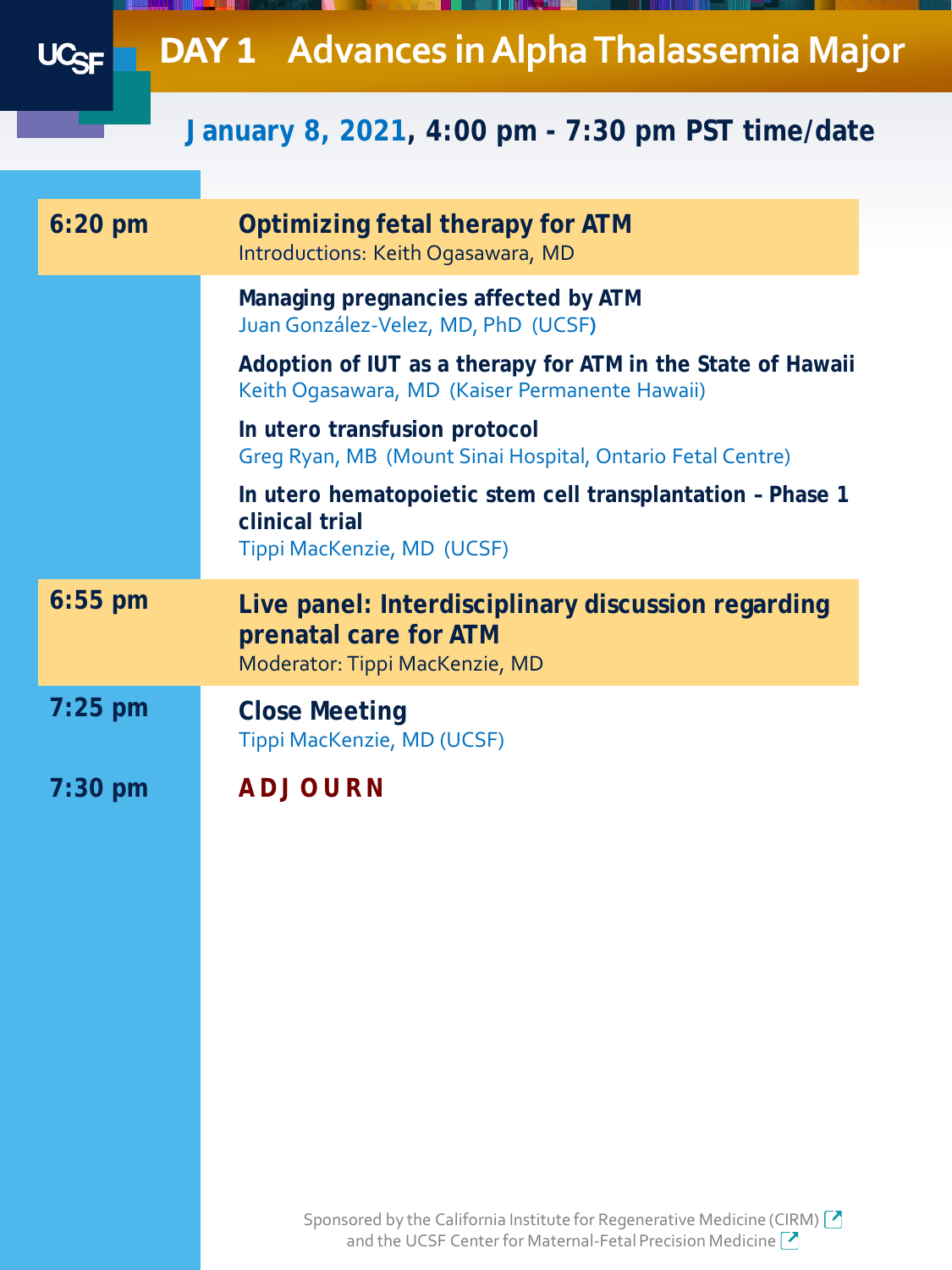# DAY 1 Advances in Alpha Thalassemia Major

## January 8, 2021, 4:00 pm - 7:30 pm PST time/date

| | |
|---|---|
| **6:20 pm** | **Optimizing fetal therapy for ATM**<br>Introductions: Keith Ogasawara, MD |
| | **Managing pregnancies affected by ATM**<br>Juan González-Velez, MD, PhD (UCSF) |
| | **Adoption of IUT as a therapy for ATM in the State of Hawaii**<br>Keith Ogasawara, MD (Kaiser Permanente Hawaii) |
| | **In utero transfusion protocol**<br>Greg Ryan, MB (Mount Sinai Hospital, Ontario Fetal Centre) |
| | **In utero hematopoietic stem cell transplantation - Phase 1 clinical trial**<br>Tippi MacKenzie, MD (UCSF) |
| **6:55 pm** | **Live panel: Interdisciplinary discussion regarding prenatal care for ATM**<br>Moderator: Tippi MacKenzie, MD |
| **7:25 pm** | **Close Meeting**<br>Tippi MacKenzie, MD (UCSF) |
| **7:30 pm** | **ADJOURN** |

Sponsored by the California Institute for Regenerative Medicine (CIRM) and the UCSF Center for Maternal-Fetal Precision Medicine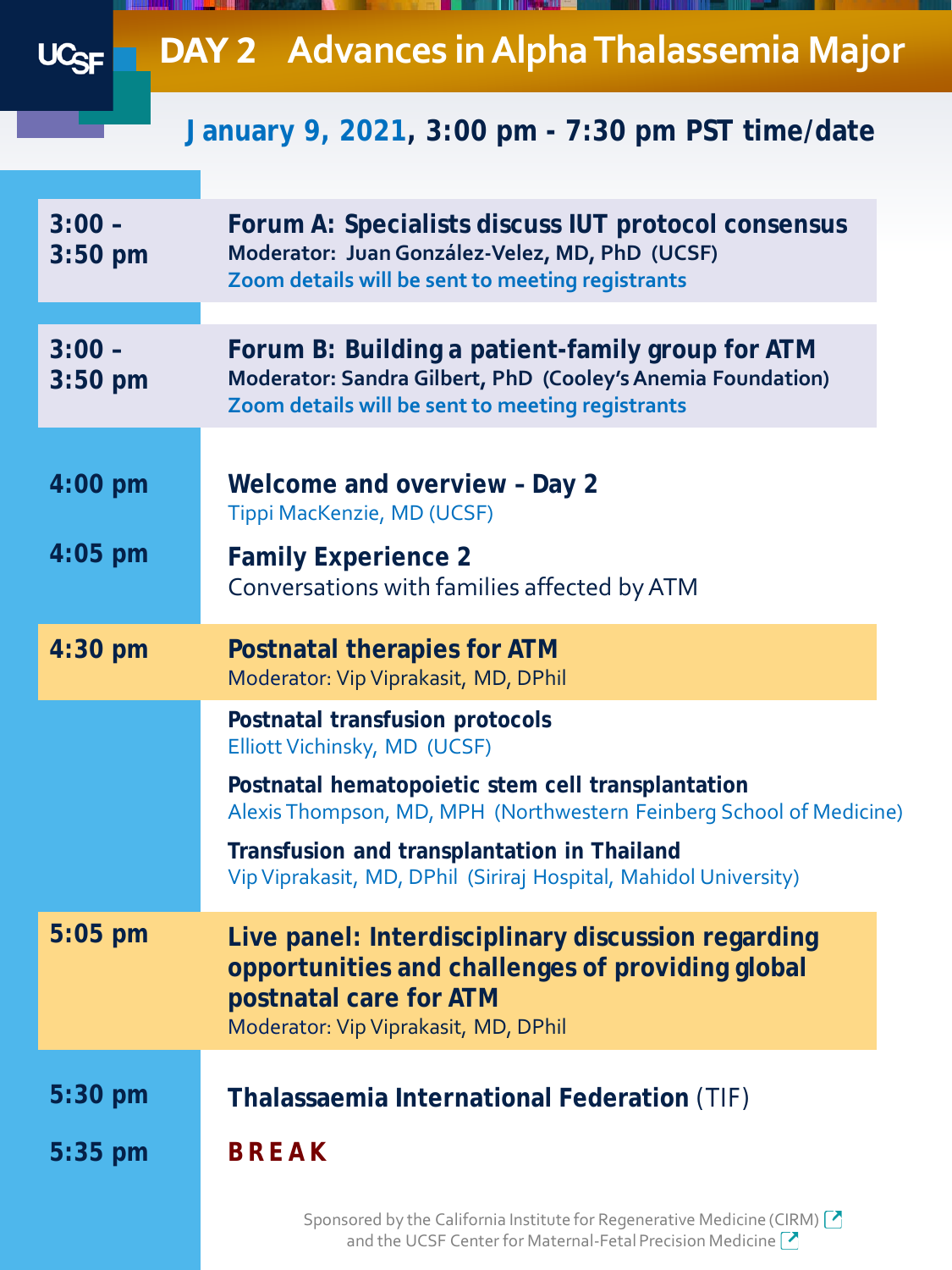# DAY 2 Advances in Alpha Thalassemia Major

**January 9, 2021, 3:00 pm - 7:30 pm PST time/date**

**3:00 - 3:50 pm**

**Forum A: Specialists discuss IUT protocol consensus**
**Moderator: Juan González-Velez, MD, PhD (UCSF)**
Zoom details will be sent to meeting registrants

**3:00 - 3:50 pm**

**Forum B: Building a patient-family group for ATM**
**Moderator: Sandra Gilbert, PhD (Cooley's Anemia Foundation)**
Zoom details will be sent to meeting registrants

**4:00 pm**

**Welcome and overview - Day 2**
Tippi MacKenzie, MD (UCSF)

**4:05 pm**

**Family Experience 2**
Conversations with families affected by ATM

**4:30 pm**

**Postnatal therapies for ATM**
Moderator: Vip Viprakasit, MD, DPhil

**Postnatal transfusion protocols**
Elliott Vichinsky, MD (UCSF)

**Postnatal hematopoietic stem cell transplantation**
Alexis Thompson, MD, MPH (Northwestern Feinberg School of Medicine)

**Transfusion and transplantation in Thailand**
Vip Viprakasit, MD, DPhil (Siriraj Hospital, Mahidol University)

**5:05 pm**

**Live panel: Interdisciplinary discussion regarding opportunities and challenges of providing global postnatal care for ATM**
Moderator: Vip Viprakasit, MD, DPhil

**5:30 pm**

**Thalassaemia International Federation** (TIF)

**5:35 pm**

**BREAK**

Sponsored by the California Institute for Regenerative Medicine (CIRM) and the UCSF Center for Maternal-Fetal Precision Medicine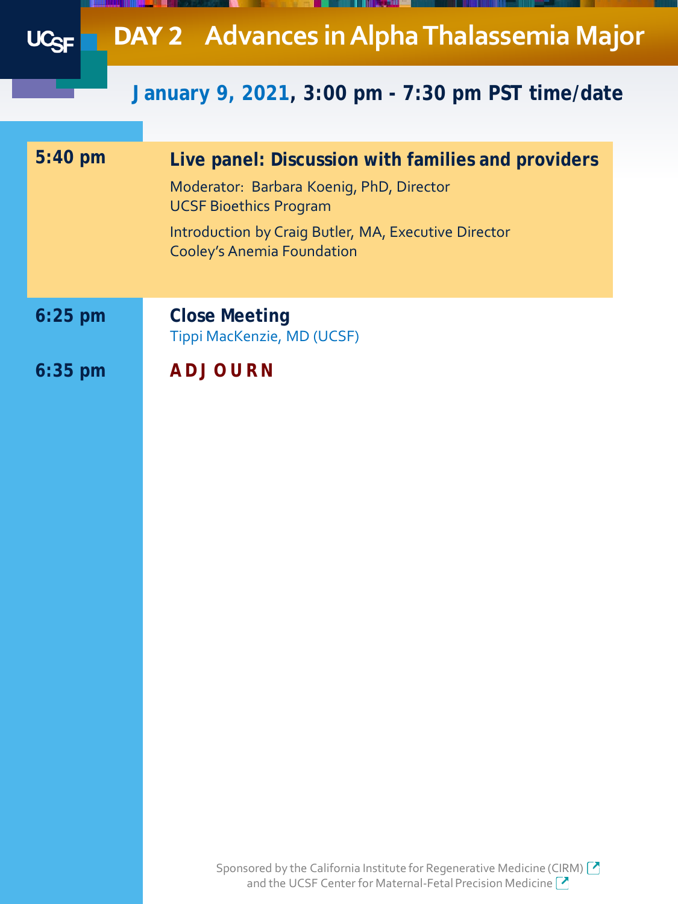# DAY 2 Advances in Alpha Thalassemia Major

**January 9, 2021, 3:00 pm - 7:30 pm PST time/date**

| | |
|---|---|
| **5:40 pm** | **Live panel: Discussion with families and providers**<br>Moderator: Barbara Koenig, PhD, Director<br>UCSF Bioethics Program<br>Introduction by Craig Butler, MA, Executive Director<br>Cooley's Anemia Foundation |
| **6:25 pm** | **Close Meeting**<br>Tippi MacKenzie, MD (UCSF) |
| **6:35 pm** | **ADJOURN** |

Sponsored by the California Institute for Regenerative Medicine (CIRM) and the UCSF Center for Maternal-Fetal Precision Medicine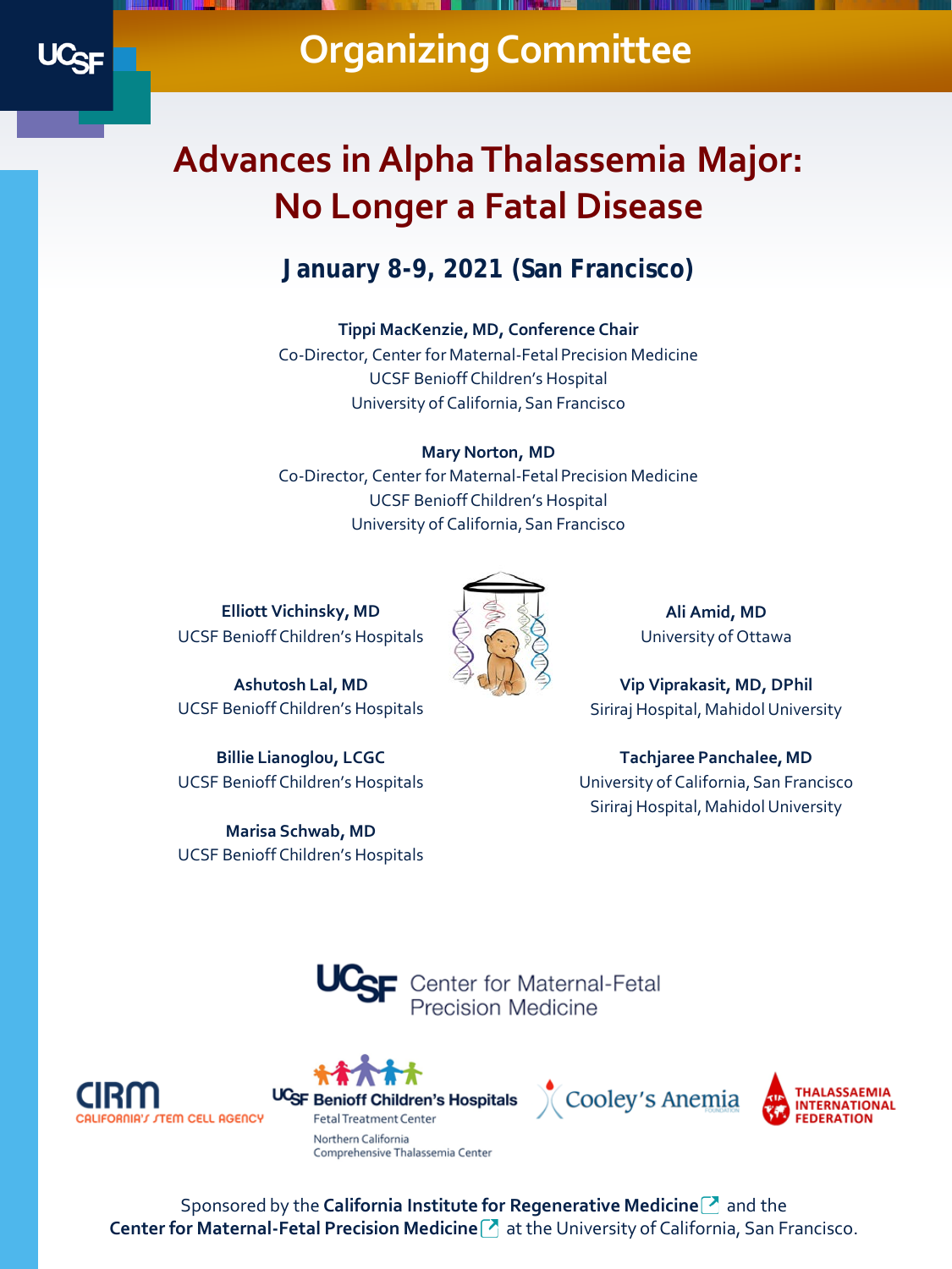# Organizing Committee

## Advances in Alpha Thalassemia Major: No Longer a Fatal Disease

### January 8-9, 2021 (San Francisco)

**Tippi MacKenzie, MD, Conference Chair**
Co-Director, Center for Maternal-Fetal Precision Medicine
UCSF Benioff Children's Hospital
University of California, San Francisco

**Mary Norton, MD**
Co-Director, Center for Maternal-Fetal Precision Medicine
UCSF Benioff Children's Hospital
University of California, San Francisco

**Elliott Vichinsky, MD**
UCSF Benioff Children's Hospitals

**Ashutosh Lal, MD**
UCSF Benioff Children's Hospitals

**Billie Lianoglou, LCGC**
UCSF Benioff Children's Hospitals

**Marisa Schwab, MD**
UCSF Benioff Children's Hospitals

**Ali Amid, MD**
University of Ottawa

**Vip Viprakasit, MD, DPhil**
Siriraj Hospital, Mahidol University

**Tachjaree Panchalee, MD**
University of California, San Francisco
Siriraj Hospital, Mahidol University

UCSF Center for Maternal-Fetal Precision Medicine

CIRM California's Stem Cell Agency

UCSF Benioff Children's Hospitals
Fetal Treatment Center
Northern California Comprehensive Thalassemia Center

Cooley's Anemia Foundation

Thalassaemia International Federation

Sponsored by the **California Institute for Regenerative Medicine** and the **Center for Maternal-Fetal Precision Medicine** at the University of California, San Francisco.